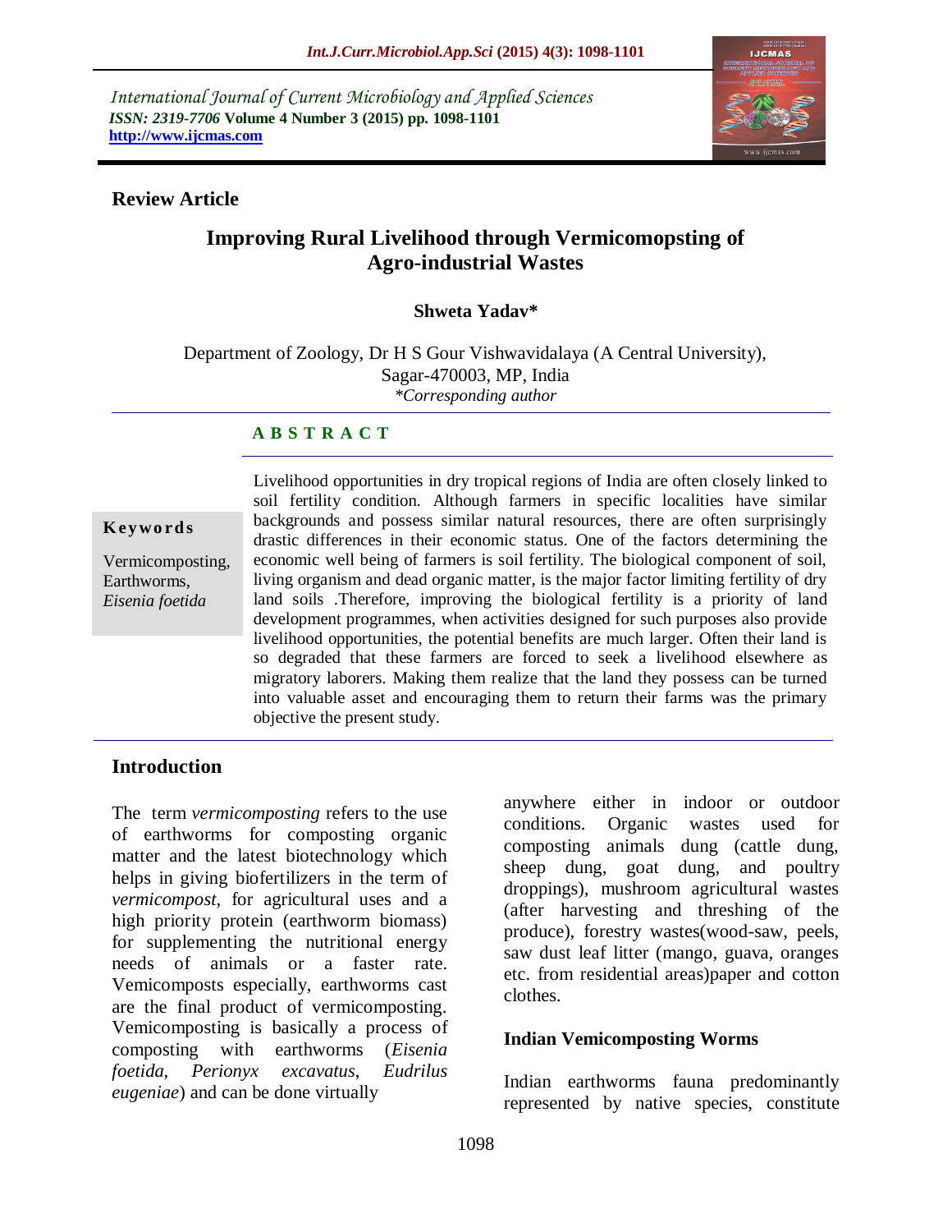International Journal of Current Microbiology and Applied Sciences
*ISSN: 2319-7706* **Volume 4 Number 3 (2015) pp. 1098-1101**
**http://www.ijcmas.com**

**Review Article**

# Improving Rural Livelihood through Vermicomopsting of Agro-industrial Wastes

**Shweta Yadav***

Department of Zoology, Dr H S Gour Vishwavidalaya (A Central University), Sagar-470003, MP, India
*\*Corresponding author*

## A B S T R A C T

**Keywords**

Vermicomposting, Earthworms, *Eisenia foetida*

Livelihood opportunities in dry tropical regions of India are often closely linked to soil fertility condition. Although farmers in specific localities have similar backgrounds and possess similar natural resources, there are often surprisingly drastic differences in their economic status. One of the factors determining the economic well being of farmers is soil fertility. The biological component of soil, living organism and dead organic matter, is the major factor limiting fertility of dry land soils .Therefore, improving the biological fertility is a priority of land development programmes, when activities designed for such purposes also provide livelihood opportunities, the potential benefits are much larger. Often their land is so degraded that these farmers are forced to seek a livelihood elsewhere as migratory laborers. Making them realize that the land they possess can be turned into valuable asset and encouraging them to return their farms was the primary objective the present study.

## Introduction

The term *vermicomposting* refers to the use of earthworms for composting organic matter and the latest biotechnology which helps in giving biofertilizers in the term of *vermicompost*, for agricultural uses and a high priority protein (earthworm biomass) for supplementing the nutritional energy needs of animals or a faster rate. Vemicomposts especially, earthworms cast are the final product of vermicomposting. Vemicomposting is basically a process of composting with earthworms (*Eisenia foetida*, *Perionyx excavatus*, *Eudrilus eugeniae*) and can be done virtually anywhere either in indoor or outdoor conditions. Organic wastes used for composting animals dung (cattle dung, sheep dung, goat dung, and poultry droppings), mushroom agricultural wastes (after harvesting and threshing of the produce), forestry wastes(wood-saw, peels, saw dust leaf litter (mango, guava, oranges etc. from residential areas)paper and cotton clothes.

### Indian Vemicomposting Worms

Indian earthworms fauna predominantly represented by native species, constitute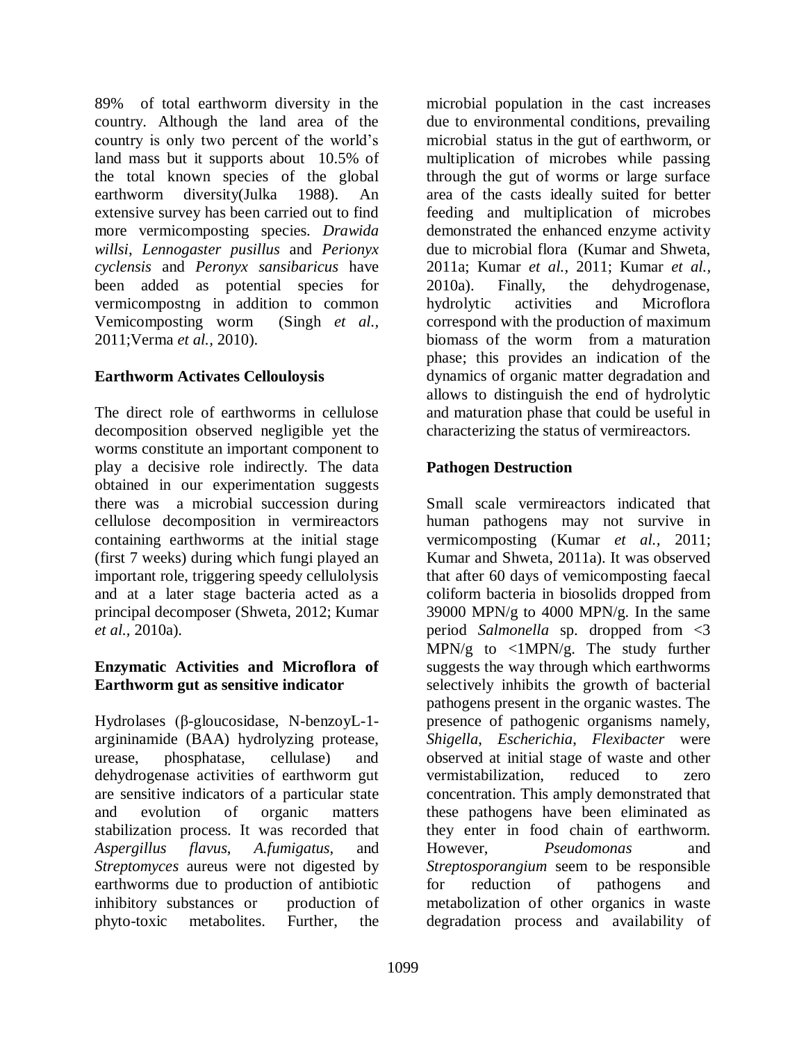89% of total earthworm diversity in the country. Although the land area of the country is only two percent of the world's land mass but it supports about 10.5% of the total known species of the global earthworm diversity(Julka 1988). An extensive survey has been carried out to find more vermicomposting species. *Drawida willsi*, *Lennogaster pusillus* and *Perionyx cyclensis* and *Peronyx sansibaricus* have been added as potential species for vermicompostng in addition to common Vemicomposting worm (Singh *et al.,* 2011;Verma *et al.,* 2010).

## Earthworm Activates Cellouloysis

The direct role of earthworms in cellulose decomposition observed negligible yet the worms constitute an important component to play a decisive role indirectly. The data obtained in our experimentation suggests there was a microbial succession during cellulose decomposition in vermireactors containing earthworms at the initial stage (first 7 weeks) during which fungi played an important role, triggering speedy cellulolysis and at a later stage bacteria acted as a principal decomposer (Shweta, 2012; Kumar *et al.,* 2010a).

## Enzymatic Activities and Microflora of Earthworm gut as sensitive indicator

Hydrolases (β-gloucosidase, N-benzoyL-1-argininamide (BAA) hydrolyzing protease, urease, phosphatase, cellulase) and dehydrogenase activities of earthworm gut are sensitive indicators of a particular state and evolution of organic matters stabilization process. It was recorded that *Aspergillus flavus*, *A.fumigatus*, and *Streptomyces* aureus were not digested by earthworms due to production of antibiotic inhibitory substances or production of phyto-toxic metabolites. Further, the microbial population in the cast increases due to environmental conditions, prevailing microbial status in the gut of earthworm, or multiplication of microbes while passing through the gut of worms or large surface area of the casts ideally suited for better feeding and multiplication of microbes demonstrated the enhanced enzyme activity due to microbial flora (Kumar and Shweta, 2011a; Kumar *et al.,* 2011; Kumar *et al.,* 2010a). Finally, the dehydrogenase, hydrolytic activities and Microflora correspond with the production of maximum biomass of the worm from a maturation phase; this provides an indication of the dynamics of organic matter degradation and allows to distinguish the end of hydrolytic and maturation phase that could be useful in characterizing the status of vermireactors.

## Pathogen Destruction

Small scale vermireactors indicated that human pathogens may not survive in vermicomposting (Kumar *et al.,* 2011; Kumar and Shweta, 2011a). It was observed that after 60 days of vemicomposting faecal coliform bacteria in biosolids dropped from 39000 MPN/g to 4000 MPN/g. In the same period *Salmonella* sp. dropped from <3 MPN/g to <1MPN/g. The study further suggests the way through which earthworms selectively inhibits the growth of bacterial pathogens present in the organic wastes. The presence of pathogenic organisms namely, *Shigella*, *Escherichia*, *Flexibacter* were observed at initial stage of waste and other vermistabilization, reduced to zero concentration. This amply demonstrated that these pathogens have been eliminated as they enter in food chain of earthworm. However, *Pseudomonas* and *Streptosporangium* seem to be responsible for reduction of pathogens and metabolization of other organics in waste degradation process and availability of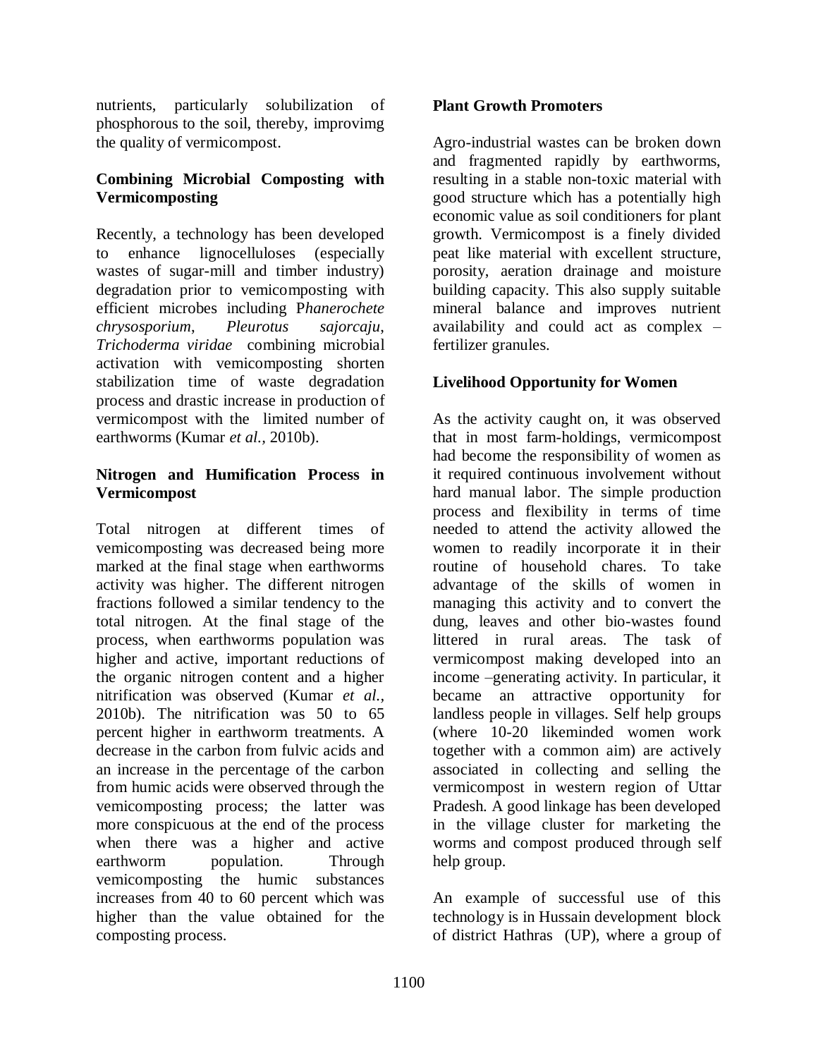nutrients, particularly solubilization of phosphorous to the soil, thereby, improvimg the quality of vermicompost.

### Combining Microbial Composting with Vermicomposting

Recently, a technology has been developed to enhance lignocelluloses (especially wastes of sugar-mill and timber industry) degradation prior to vemicomposting with efficient microbes including P*hanerochete chrysosporium*, *Pleurotus sajorcaju*, *Trichoderma viridae* combining microbial activation with vemicomposting shorten stabilization time of waste degradation process and drastic increase in production of vermicompost with the limited number of earthworms (Kumar *et al.*, 2010b).

### Nitrogen and Humification Process in Vermicompost

Total nitrogen at different times of vemicomposting was decreased being more marked at the final stage when earthworms activity was higher. The different nitrogen fractions followed a similar tendency to the total nitrogen. At the final stage of the process, when earthworms population was higher and active, important reductions of the organic nitrogen content and a higher nitrification was observed (Kumar *et al.*, 2010b). The nitrification was 50 to 65 percent higher in earthworm treatments. A decrease in the carbon from fulvic acids and an increase in the percentage of the carbon from humic acids were observed through the vemicomposting process; the latter was more conspicuous at the end of the process when there was a higher and active earthworm population. Through vemicomposting the humic substances increases from 40 to 60 percent which was higher than the value obtained for the composting process.

### Plant Growth Promoters

Agro-industrial wastes can be broken down and fragmented rapidly by earthworms, resulting in a stable non-toxic material with good structure which has a potentially high economic value as soil conditioners for plant growth. Vermicompost is a finely divided peat like material with excellent structure, porosity, aeration drainage and moisture building capacity. This also supply suitable mineral balance and improves nutrient availability and could act as complex – fertilizer granules.

### Livelihood Opportunity for Women

As the activity caught on, it was observed that in most farm-holdings, vermicompost had become the responsibility of women as it required continuous involvement without hard manual labor. The simple production process and flexibility in terms of time needed to attend the activity allowed the women to readily incorporate it in their routine of household chares. To take advantage of the skills of women in managing this activity and to convert the dung, leaves and other bio-wastes found littered in rural areas. The task of vermicompost making developed into an income –generating activity. In particular, it became an attractive opportunity for landless people in villages. Self help groups (where 10-20 likeminded women work together with a common aim) are actively associated in collecting and selling the vermicompost in western region of Uttar Pradesh. A good linkage has been developed in the village cluster for marketing the worms and compost produced through self help group.

An example of successful use of this technology is in Hussain development block of district Hathras (UP), where a group of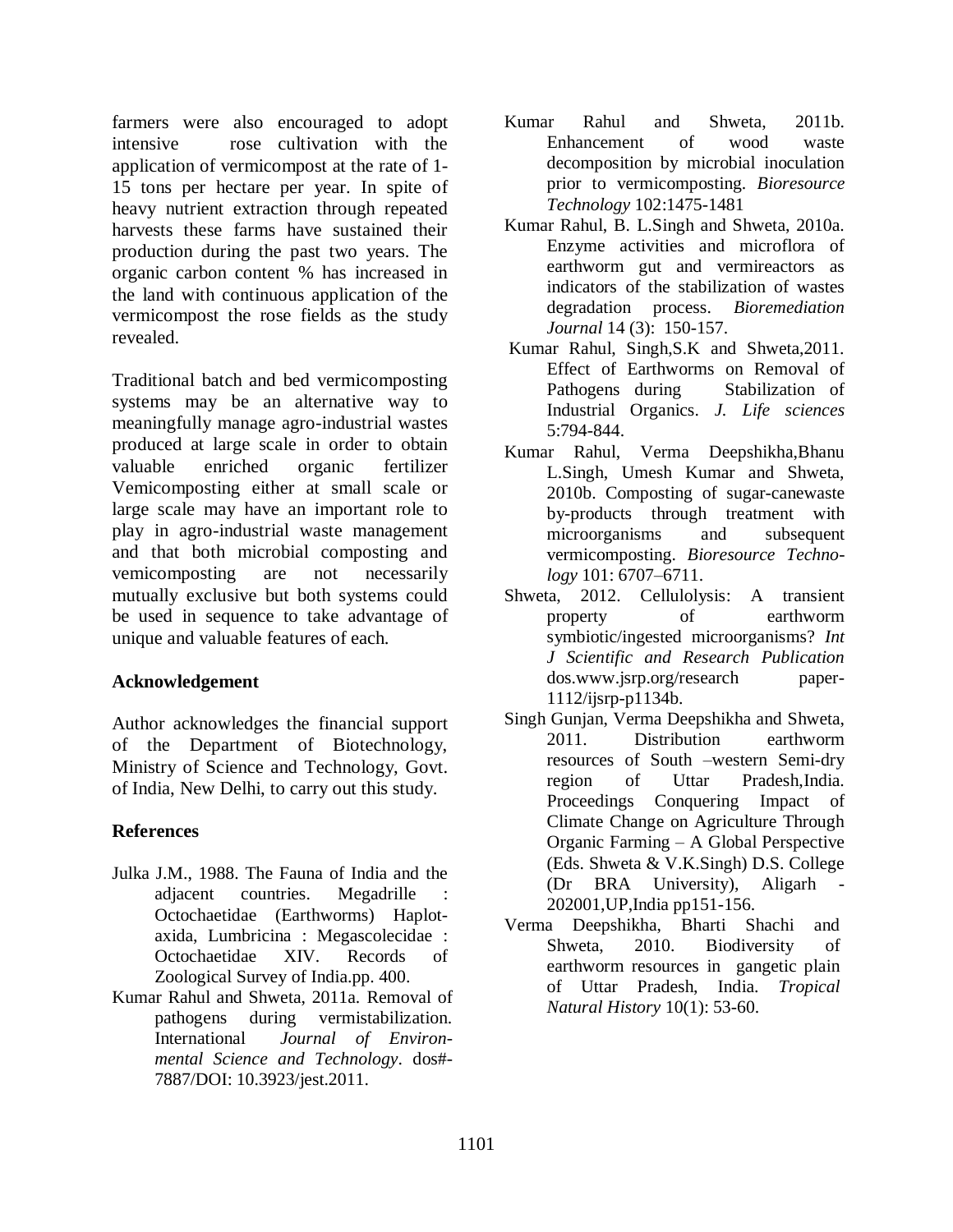farmers were also encouraged to adopt intensive rose cultivation with the application of vermicompost at the rate of 1-15 tons per hectare per year. In spite of heavy nutrient extraction through repeated harvests these farms have sustained their production during the past two years. The organic carbon content % has increased in the land with continuous application of the vermicompost the rose fields as the study revealed.

Traditional batch and bed vermicomposting systems may be an alternative way to meaningfully manage agro-industrial wastes produced at large scale in order to obtain valuable enriched organic fertilizer Vemicomposting either at small scale or large scale may have an important role to play in agro-industrial waste management and that both microbial composting and vemicomposting are not necessarily mutually exclusive but both systems could be used in sequence to take advantage of unique and valuable features of each.

## Acknowledgement

Author acknowledges the financial support of the Department of Biotechnology, Ministry of Science and Technology, Govt. of India, New Delhi, to carry out this study.

## References

Julka J.M., 1988. The Fauna of India and the adjacent countries. Megadrille : Octochaetidae (Earthworms) Haplotaxida, Lumbricina : Megascolecidae : Octochaetidae XIV. Records of Zoological Survey of India.pp. 400.

Kumar Rahul and Shweta, 2011a. Removal of pathogens during vermistabilization. International *Journal of Environmental Science and Technology*. dos#-7887/DOI: 10.3923/jest.2011.

Kumar Rahul and Shweta, 2011b. Enhancement of wood waste decomposition by microbial inoculation prior to vermicomposting. *Bioresource Technology* 102:1475-1481

Kumar Rahul, B. L.Singh and Shweta, 2010a. Enzyme activities and microflora of earthworm gut and vermireactors as indicators of the stabilization of wastes degradation process. *Bioremediation Journal* 14 (3): 150-157.

Kumar Rahul, Singh,S.K and Shweta,2011. Effect of Earthworms on Removal of Pathogens during Stabilization of Industrial Organics. *J. Life sciences* 5:794-844.

Kumar Rahul, Verma Deepshikha,Bhanu L.Singh, Umesh Kumar and Shweta, 2010b. Composting of sugar-canewaste by-products through treatment with microorganisms and subsequent vermicomposting. *Bioresource Technology* 101: 6707–6711.

Shweta, 2012. Cellulolysis: A transient property of earthworm symbiotic/ingested microorganisms? *Int J Scientific and Research Publication* dos.www.jsrp.org/research paper-1112/ijsrp-p1134b.

Singh Gunjan, Verma Deepshikha and Shweta, 2011. Distribution earthworm resources of South –western Semi-dry region of Uttar Pradesh,India. Proceedings Conquering Impact of Climate Change on Agriculture Through Organic Farming – A Global Perspective (Eds. Shweta & V.K.Singh) D.S. College (Dr BRA University), Aligarh - 202001,UP,India pp151-156.

Verma Deepshikha, Bharti Shachi and Shweta, 2010. Biodiversity of earthworm resources in gangetic plain of Uttar Pradesh, India. *Tropical Natural History* 10(1): 53-60.